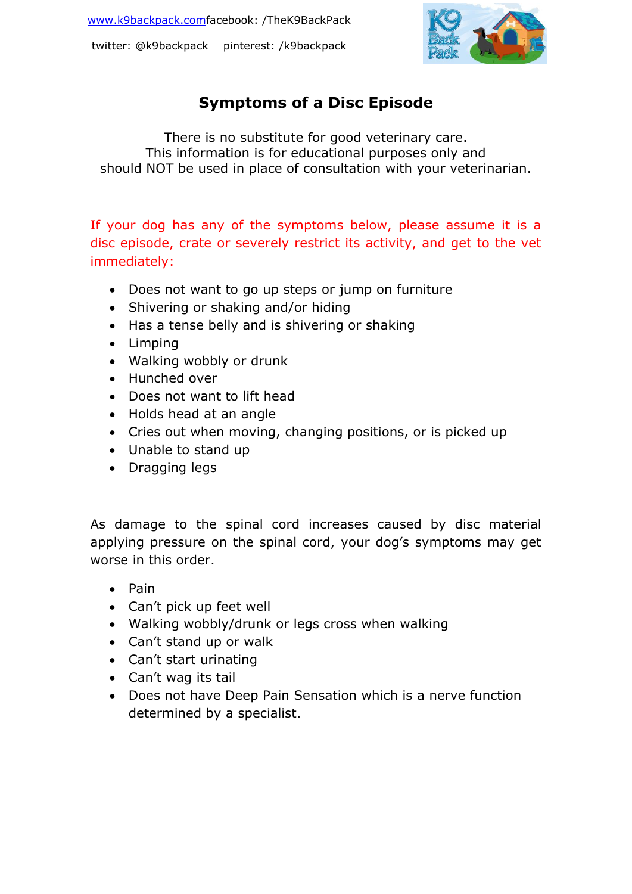www.k9backpack.comfacebook: /TheK9BackPack

twitter: @k9backpack    pinterest: /k9backpack

# Symptoms of a Disc Episode

There is no substitute for good veterinary care.
This information is for educational purposes only and
should NOT be used in place of consultation with your veterinarian.

If your dog has any of the symptoms below, please assume it is a disc episode, crate or severely restrict its activity, and get to the vet immediately:

- Does not want to go up steps or jump on furniture
- Shivering or shaking and/or hiding
- Has a tense belly and is shivering or shaking
- Limping
- Walking wobbly or drunk
- Hunched over
- Does not want to lift head
- Holds head at an angle
- Cries out when moving, changing positions, or is picked up
- Unable to stand up
- Dragging legs

As damage to the spinal cord increases caused by disc material applying pressure on the spinal cord, your dog's symptoms may get worse in this order.

- Pain
- Can't pick up feet well
- Walking wobbly/drunk or legs cross when walking
- Can't stand up or walk
- Can't start urinating
- Can't wag its tail
- Does not have Deep Pain Sensation which is a nerve function determined by a specialist.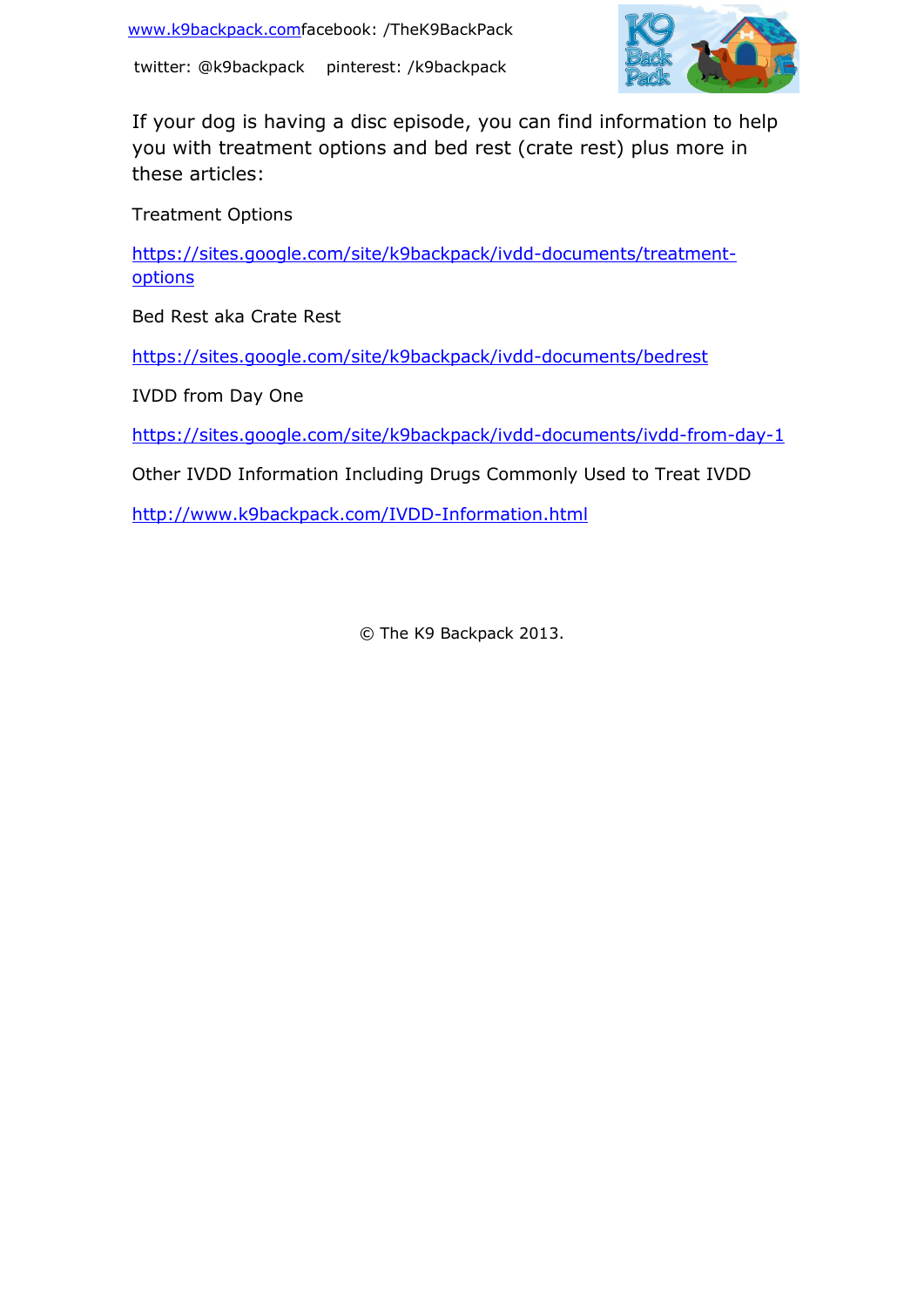If your dog is having a disc episode, you can find information to help you with treatment options and bed rest (crate rest) plus more in these articles:

Treatment Options

https://sites.google.com/site/k9backpack/ivdd-documents/treatment-options

Bed Rest aka Crate Rest

https://sites.google.com/site/k9backpack/ivdd-documents/bedrest

IVDD from Day One

https://sites.google.com/site/k9backpack/ivdd-documents/ivdd-from-day-1

Other IVDD Information Including Drugs Commonly Used to Treat IVDD

http://www.k9backpack.com/IVDD-Information.html

© The K9 Backpack 2013.